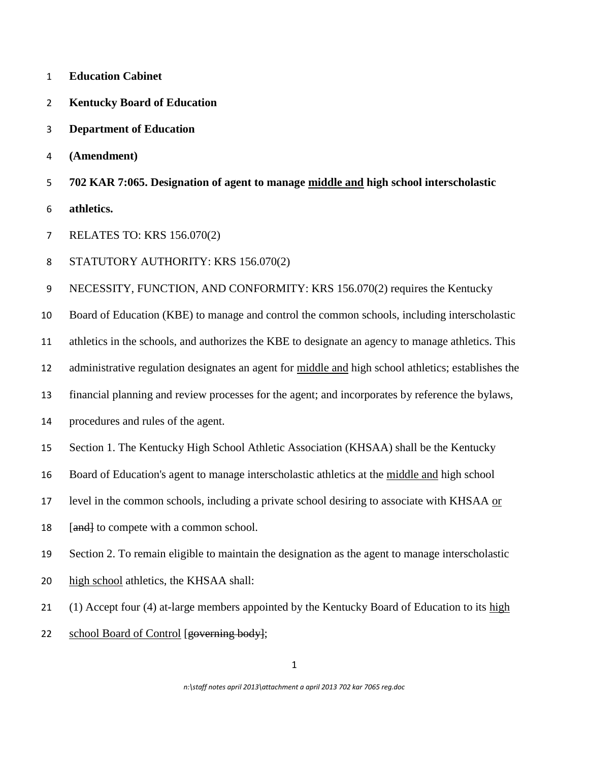**Education Cabinet**

**Kentucky Board of Education**

**Department of Education**

**(Amendment)**

**702 KAR 7:065. Designation of agent to manage <u>middle and</u> high school interscholastic athletics.**

RELATES TO: KRS 156.070(2)

STATUTORY AUTHORITY: KRS 156.070(2)

NECESSITY, FUNCTION, AND CONFORMITY: KRS 156.070(2) requires the Kentucky Board of Education (KBE) to manage and control the common schools, including interscholastic athletics in the schools, and authorizes the KBE to designate an agency to manage athletics. This administrative regulation designates an agent for <u>middle and</u> high school athletics; establishes the financial planning and review processes for the agent; and incorporates by reference the bylaws, procedures and rules of the agent.

Section 1. The Kentucky High School Athletic Association (KHSAA) shall be the Kentucky Board of Education's agent to manage interscholastic athletics at the <u>middle and</u> high school level in the common schools, including a private school desiring to associate with KHSAA <u>or</u> [~~and~~] to compete with a common school.

Section 2. To remain eligible to maintain the designation as the agent to manage interscholastic <u>high school</u> athletics, the KHSAA shall:

(1) Accept four (4) at-large members appointed by the Kentucky Board of Education to its <u>high school Board of Control</u> [~~governing body~~];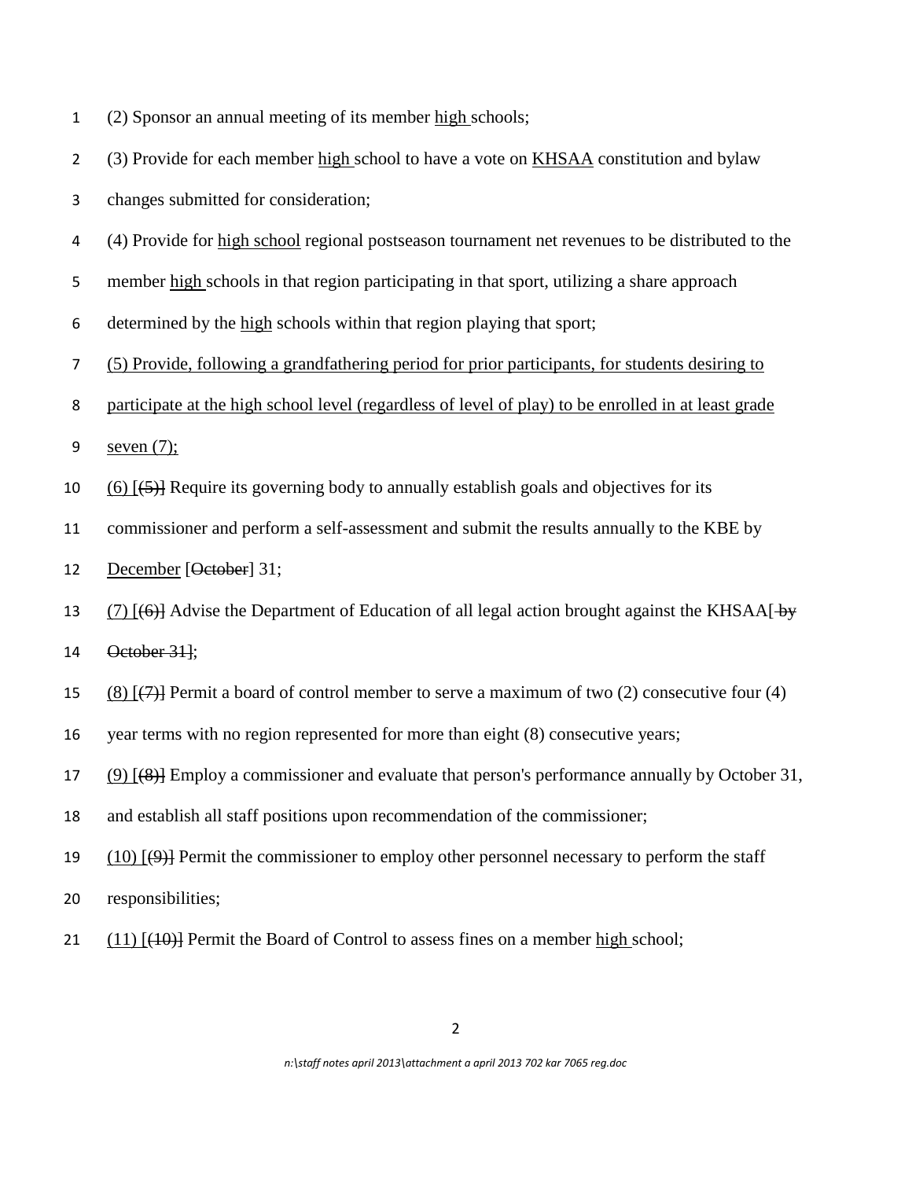(2) Sponsor an annual meeting of its member <u>high </u>schools;

(3) Provide for each member <u>high </u>school to have a vote on <u>KHSAA</u> constitution and bylaw changes submitted for consideration;

(4) Provide for <u>high school</u> regional postseason tournament net revenues to be distributed to the member <u>high </u>schools in that region participating in that sport, utilizing a share approach determined by the <u>high</u> schools within that region playing that sport;

<u>(5) Provide, following a grandfathering period for prior participants, for students desiring to participate at the high school level (regardless of level of play) to be enrolled in at least grade seven (7);</u>

<u>(6)</u> [~~(5)~~] Require its governing body to annually establish goals and objectives for its commissioner and perform a self-assessment and submit the results annually to the KBE by <u>December</u> [~~October~~] 31;

<u>(7)</u> [~~(6)~~] Advise the Department of Education of all legal action brought against the KHSAA[~~ by October 31~~];

<u>(8)</u> [~~(7)~~] Permit a board of control member to serve a maximum of two (2) consecutive four (4) year terms with no region represented for more than eight (8) consecutive years;

<u>(9)</u> [~~(8)~~] Employ a commissioner and evaluate that person's performance annually by October 31, and establish all staff positions upon recommendation of the commissioner;

<u>(10)</u> [~~(9)~~] Permit the commissioner to employ other personnel necessary to perform the staff responsibilities;

<u>(11)</u> [~~(10)~~] Permit the Board of Control to assess fines on a member <u>high </u>school;

*n:\staff notes april 2013\attachment a april 2013 702 kar 7065 reg.doc*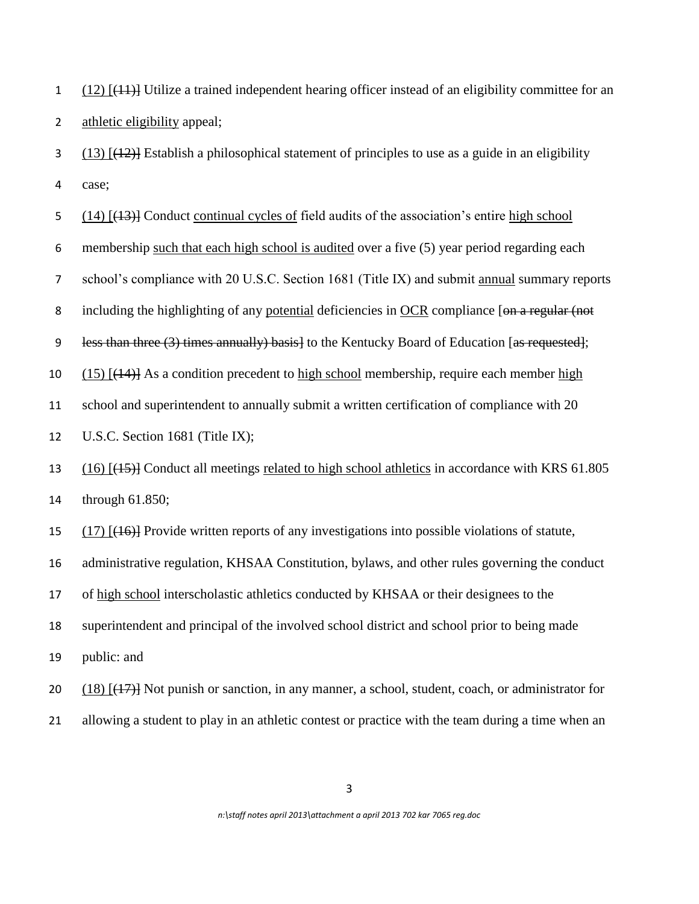(12) [(11)] Utilize a trained independent hearing officer instead of an eligibility committee for an athletic eligibility appeal;

(13) [(12)] Establish a philosophical statement of principles to use as a guide in an eligibility case;

(14) [(13)] Conduct continual cycles of field audits of the association's entire high school membership such that each high school is audited over a five (5) year period regarding each school's compliance with 20 U.S.C. Section 1681 (Title IX) and submit annual summary reports including the highlighting of any potential deficiencies in OCR compliance [~~on a regular (not less than three (3) times annually) basis~~] to the Kentucky Board of Education [~~as requested~~];

(15) [(14)] As a condition precedent to high school membership, require each member high school and superintendent to annually submit a written certification of compliance with 20 U.S.C. Section 1681 (Title IX);

(16) [(15)] Conduct all meetings related to high school athletics in accordance with KRS 61.805 through 61.850;

(17) [(16)] Provide written reports of any investigations into possible violations of statute, administrative regulation, KHSAA Constitution, bylaws, and other rules governing the conduct of high school interscholastic athletics conducted by KHSAA or their designees to the superintendent and principal of the involved school district and school prior to being made public: and

(18) [(17)] Not punish or sanction, in any manner, a school, student, coach, or administrator for allowing a student to play in an athletic contest or practice with the team during a time when an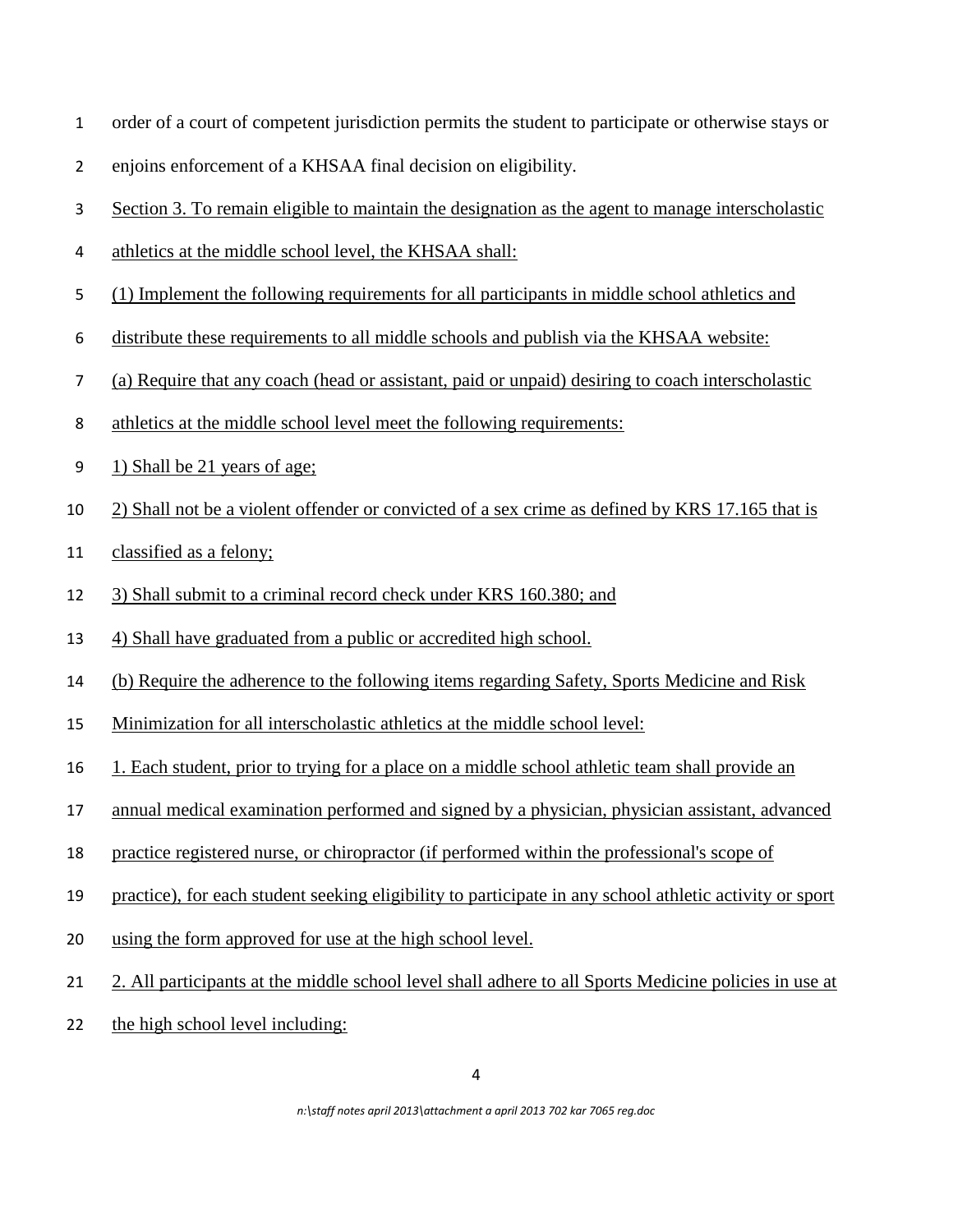order of a court of competent jurisdiction permits the student to participate or otherwise stays or enjoins enforcement of a KHSAA final decision on eligibility.

<u>Section 3. To remain eligible to maintain the designation as the agent to manage interscholastic athletics at the middle school level, the KHSAA shall:</u>

<u>(1) Implement the following requirements for all participants in middle school athletics and distribute these requirements to all middle schools and publish via the KHSAA website:</u>

<u>(a) Require that any coach (head or assistant, paid or unpaid) desiring to coach interscholastic athletics at the middle school level meet the following requirements:</u>

<u>1) Shall be 21 years of age;</u>

<u>2) Shall not be a violent offender or convicted of a sex crime as defined by KRS 17.165 that is classified as a felony;</u>

<u>3) Shall submit to a criminal record check under KRS 160.380; and</u>

<u>4) Shall have graduated from a public or accredited high school.</u>

<u>(b) Require the adherence to the following items regarding Safety, Sports Medicine and Risk Minimization for all interscholastic athletics at the middle school level:</u>

<u>1. Each student, prior to trying for a place on a middle school athletic team shall provide an annual medical examination performed and signed by a physician, physician assistant, advanced practice registered nurse, or chiropractor (if performed within the professional's scope of practice), for each student seeking eligibility to participate in any school athletic activity or sport using the form approved for use at the high school level.</u>

<u>2. All participants at the middle school level shall adhere to all Sports Medicine policies in use at the high school level including:</u>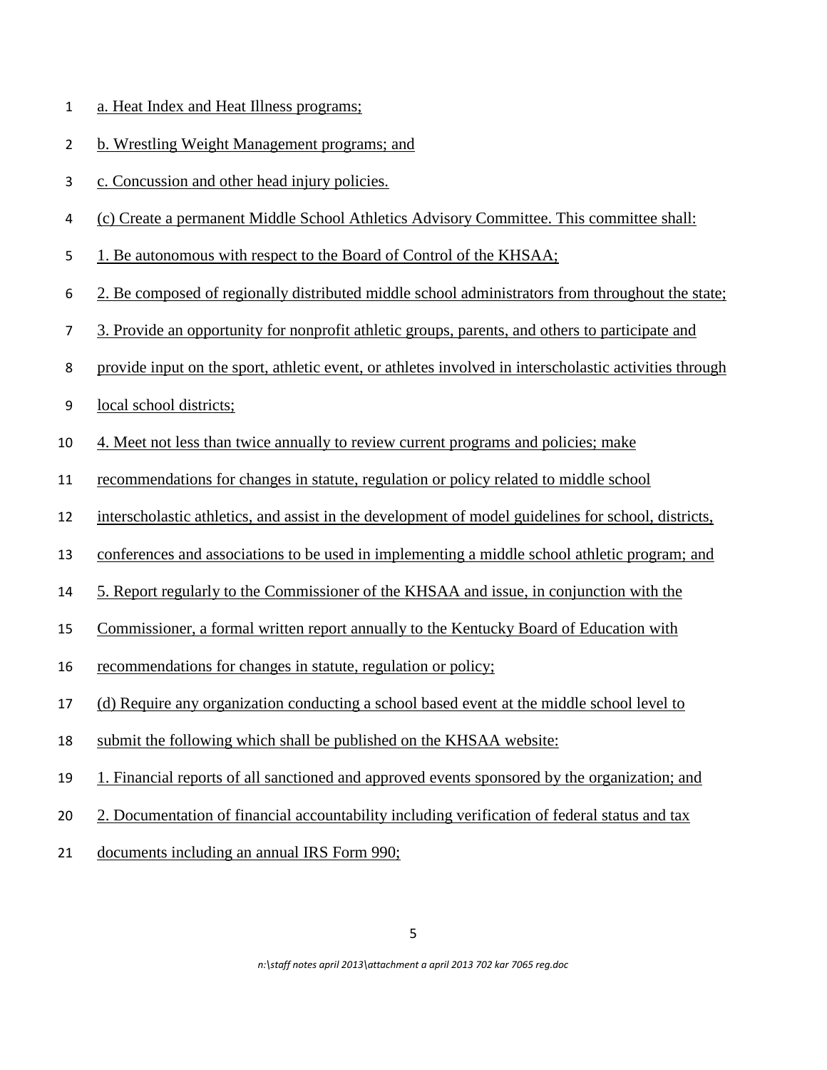a. Heat Index and Heat Illness programs;

b. Wrestling Weight Management programs; and

c. Concussion and other head injury policies.

(c) Create a permanent Middle School Athletics Advisory Committee. This committee shall:

1. Be autonomous with respect to the Board of Control of the KHSAA;

2. Be composed of regionally distributed middle school administrators from throughout the state;

3. Provide an opportunity for nonprofit athletic groups, parents, and others to participate and provide input on the sport, athletic event, or athletes involved in interscholastic activities through local school districts;

4. Meet not less than twice annually to review current programs and policies; make recommendations for changes in statute, regulation or policy related to middle school interscholastic athletics, and assist in the development of model guidelines for school, districts, conferences and associations to be used in implementing a middle school athletic program; and

5. Report regularly to the Commissioner of the KHSAA and issue, in conjunction with the Commissioner, a formal written report annually to the Kentucky Board of Education with recommendations for changes in statute, regulation or policy;

(d) Require any organization conducting a school based event at the middle school level to submit the following which shall be published on the KHSAA website:

1. Financial reports of all sanctioned and approved events sponsored by the organization; and

2. Documentation of financial accountability including verification of federal status and tax documents including an annual IRS Form 990;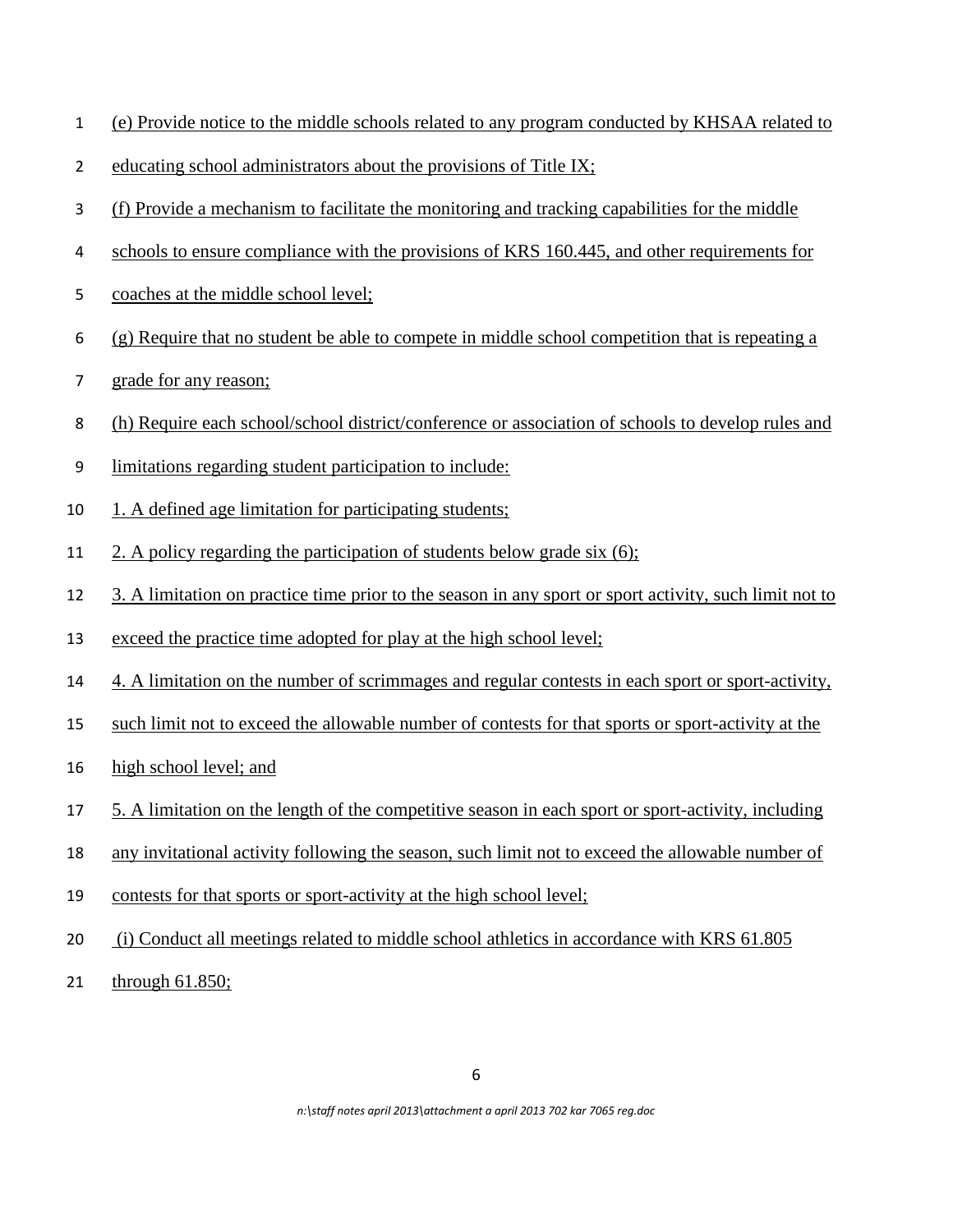(e) Provide notice to the middle schools related to any program conducted by KHSAA related to educating school administrators about the provisions of Title IX;

(f) Provide a mechanism to facilitate the monitoring and tracking capabilities for the middle schools to ensure compliance with the provisions of KRS 160.445, and other requirements for coaches at the middle school level;

(g) Require that no student be able to compete in middle school competition that is repeating a grade for any reason;

(h) Require each school/school district/conference or association of schools to develop rules and limitations regarding student participation to include:

1. A defined age limitation for participating students;

2. A policy regarding the participation of students below grade six (6);

3. A limitation on practice time prior to the season in any sport or sport activity, such limit not to exceed the practice time adopted for play at the high school level;

4. A limitation on the number of scrimmages and regular contests in each sport or sport-activity, such limit not to exceed the allowable number of contests for that sports or sport-activity at the high school level; and

5. A limitation on the length of the competitive season in each sport or sport-activity, including any invitational activity following the season, such limit not to exceed the allowable number of contests for that sports or sport-activity at the high school level;

(i) Conduct all meetings related to middle school athletics in accordance with KRS 61.805 through 61.850;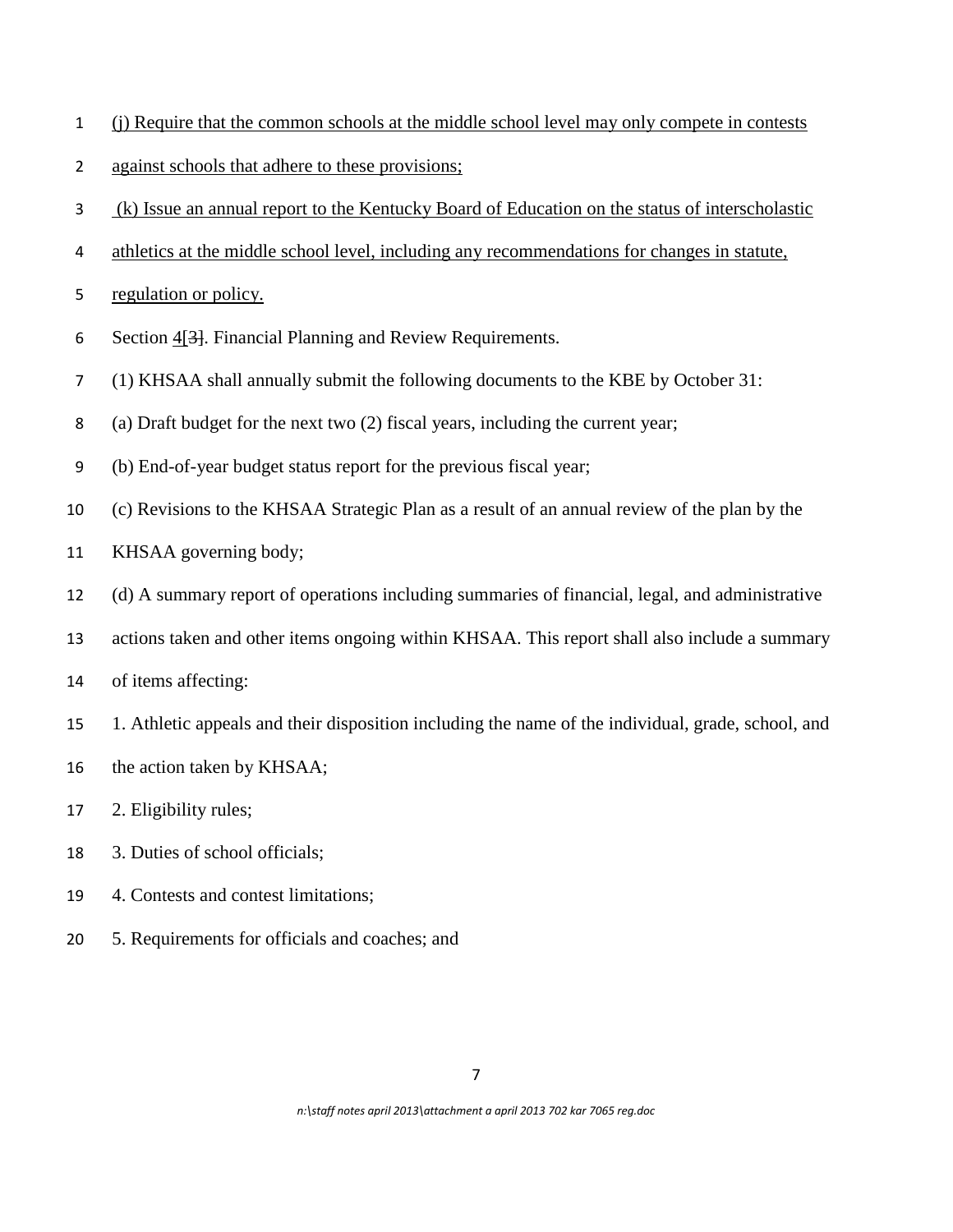(j) Require that the common schools at the middle school level may only compete in contests against schools that adhere to these provisions;

(k) Issue an annual report to the Kentucky Board of Education on the status of interscholastic athletics at the middle school level, including any recommendations for changes in statute, regulation or policy.

Section 4[3]. Financial Planning and Review Requirements.

(1) KHSAA shall annually submit the following documents to the KBE by October 31:

(a) Draft budget for the next two (2) fiscal years, including the current year;

(b) End-of-year budget status report for the previous fiscal year;

(c) Revisions to the KHSAA Strategic Plan as a result of an annual review of the plan by the KHSAA governing body;

(d) A summary report of operations including summaries of financial, legal, and administrative actions taken and other items ongoing within KHSAA. This report shall also include a summary of items affecting:

1. Athletic appeals and their disposition including the name of the individual, grade, school, and the action taken by KHSAA;
2. Eligibility rules;
3. Duties of school officials;
4. Contests and contest limitations;
5. Requirements for officials and coaches; and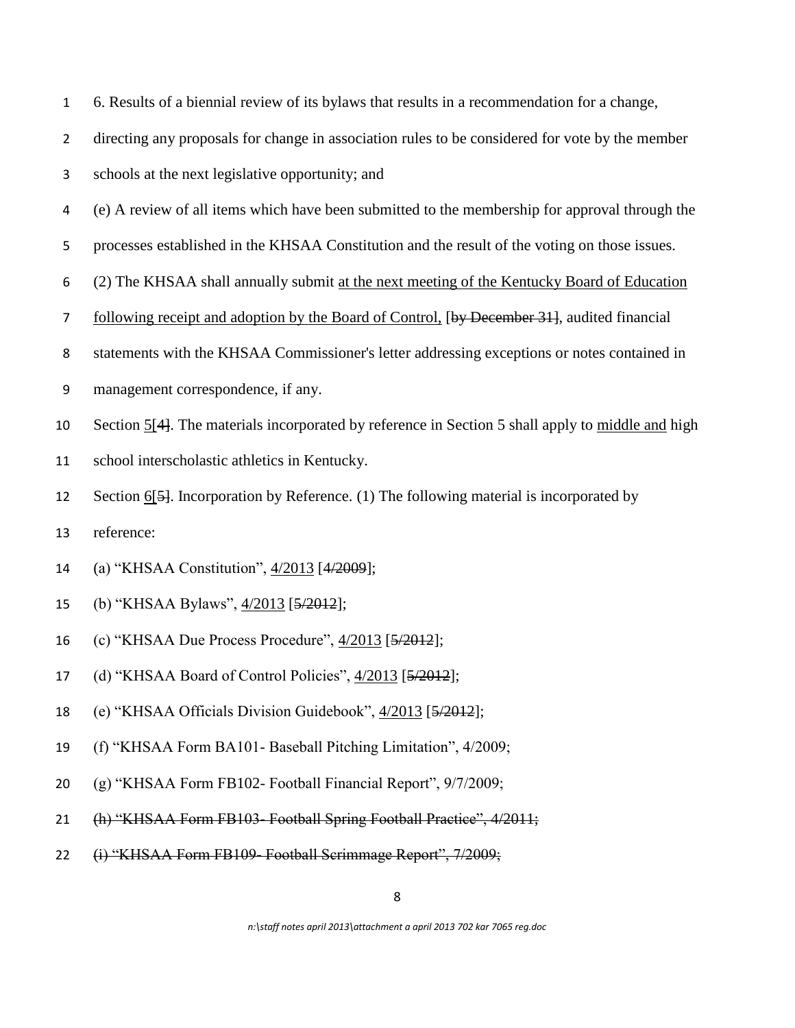6. Results of a biennial review of its bylaws that results in a recommendation for a change, directing any proposals for change in association rules to be considered for vote by the member schools at the next legislative opportunity; and

(e) A review of all items which have been submitted to the membership for approval through the processes established in the KHSAA Constitution and the result of the voting on those issues.

(2) The KHSAA shall annually submit <u>at the next meeting of the Kentucky Board of Education following receipt and adoption by the Board of Control,</u> [~~by December 31~~], audited financial statements with the KHSAA Commissioner's letter addressing exceptions or notes contained in management correspondence, if any.

Section <u>5</u>[~~4~~]. The materials incorporated by reference in Section 5 shall apply to <u>middle and</u> high school interscholastic athletics in Kentucky.

Section <u>6</u>[~~5~~]. Incorporation by Reference. (1) The following material is incorporated by reference:

(a) "KHSAA Constitution", <u>4/2013</u> [~~4/2009~~];

(b) "KHSAA Bylaws", <u>4/2013</u> [~~5/2012~~];

(c) "KHSAA Due Process Procedure", <u>4/2013</u> [~~5/2012~~];

(d) "KHSAA Board of Control Policies", <u>4/2013</u> [~~5/2012~~];

(e) "KHSAA Officials Division Guidebook", <u>4/2013</u> [~~5/2012~~];

(f) "KHSAA Form BA101- Baseball Pitching Limitation", 4/2009;

(g) "KHSAA Form FB102- Football Financial Report", 9/7/2009;

~~(h) "KHSAA Form FB103- Football Spring Football Practice", 4/2011;~~

~~(i) "KHSAA Form FB109- Football Scrimmage Report", 7/2009;~~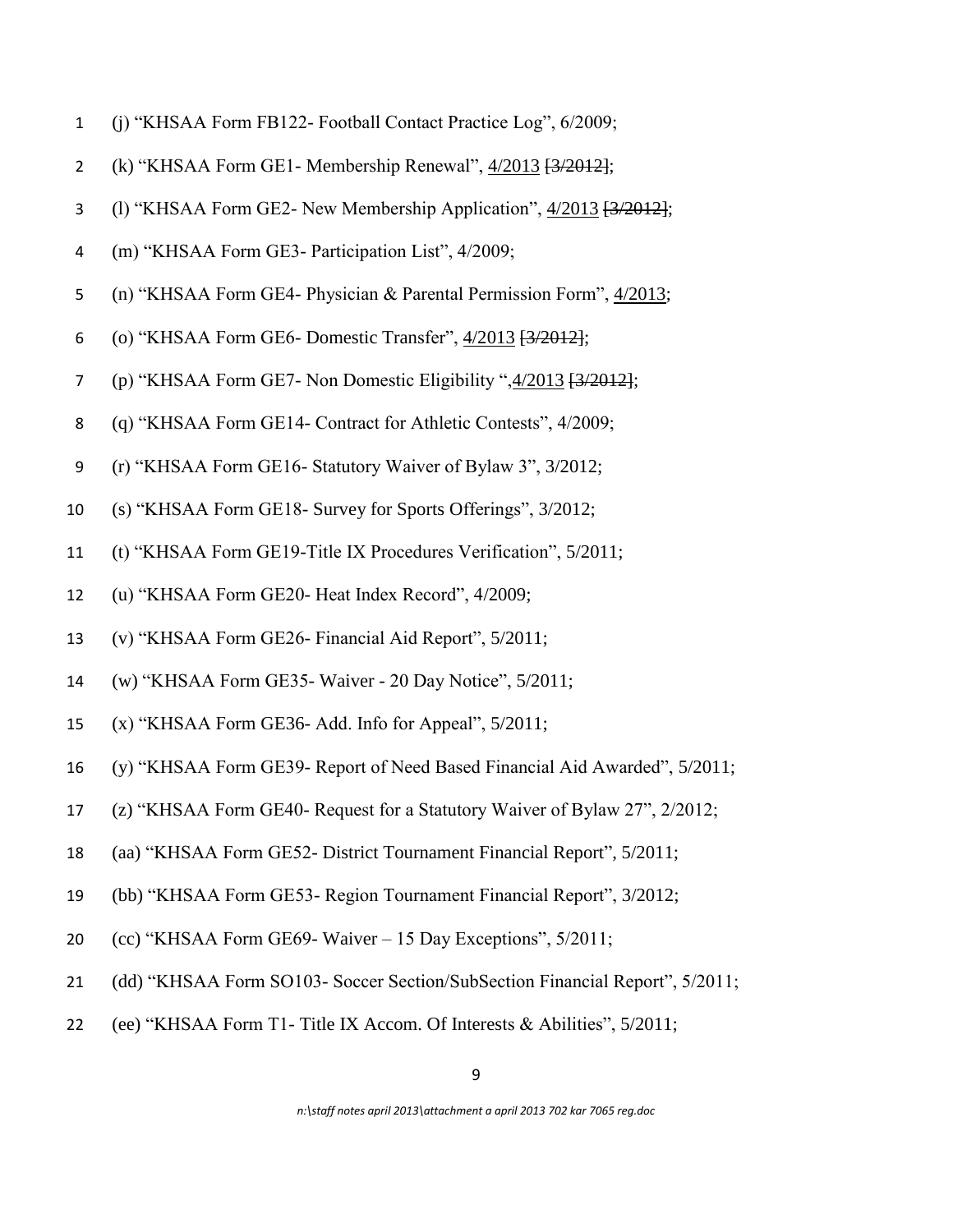(j) "KHSAA Form FB122- Football Contact Practice Log", 6/2009;

(k) "KHSAA Form GE1- Membership Renewal", <u>4/2013</u> [~~3/2012~~];

(l) "KHSAA Form GE2- New Membership Application", <u>4/2013</u> [~~3/2012~~];

(m) "KHSAA Form GE3- Participation List", 4/2009;

(n) "KHSAA Form GE4- Physician & Parental Permission Form", <u>4/2013</u>;

(o) "KHSAA Form GE6- Domestic Transfer", <u>4/2013</u> [~~3/2012~~];

(p) "KHSAA Form GE7- Non Domestic Eligibility ",<u>4/2013</u> [~~3/2012~~];

(q) "KHSAA Form GE14- Contract for Athletic Contests", 4/2009;

(r) "KHSAA Form GE16- Statutory Waiver of Bylaw 3", 3/2012;

(s) "KHSAA Form GE18- Survey for Sports Offerings", 3/2012;

(t) "KHSAA Form GE19-Title IX Procedures Verification", 5/2011;

(u) "KHSAA Form GE20- Heat Index Record", 4/2009;

(v) "KHSAA Form GE26- Financial Aid Report", 5/2011;

(w) "KHSAA Form GE35- Waiver - 20 Day Notice", 5/2011;

(x) "KHSAA Form GE36- Add. Info for Appeal", 5/2011;

(y) "KHSAA Form GE39- Report of Need Based Financial Aid Awarded", 5/2011;

(z) "KHSAA Form GE40- Request for a Statutory Waiver of Bylaw 27", 2/2012;

(aa) "KHSAA Form GE52- District Tournament Financial Report", 5/2011;

(bb) "KHSAA Form GE53- Region Tournament Financial Report", 3/2012;

(cc) "KHSAA Form GE69- Waiver – 15 Day Exceptions", 5/2011;

(dd) "KHSAA Form SO103- Soccer Section/SubSection Financial Report", 5/2011;

(ee) "KHSAA Form T1- Title IX Accom. Of Interests & Abilities", 5/2011;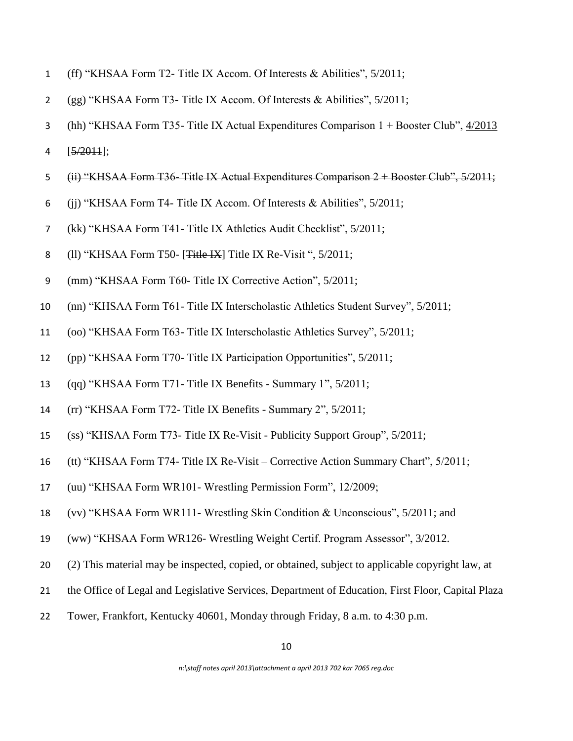(ff) "KHSAA Form T2- Title IX Accom. Of Interests & Abilities", 5/2011;

(gg) "KHSAA Form T3- Title IX Accom. Of Interests & Abilities", 5/2011;

(hh) "KHSAA Form T35- Title IX Actual Expenditures Comparison 1 + Booster Club", <u>4/2013</u> [~~5/2011~~];

~~(ii) "KHSAA Form T36- Title IX Actual Expenditures Comparison 2 + Booster Club", 5/2011;~~

(jj) "KHSAA Form T4- Title IX Accom. Of Interests & Abilities", 5/2011;

(kk) "KHSAA Form T41- Title IX Athletics Audit Checklist", 5/2011;

(ll) "KHSAA Form T50- [~~Title IX~~] Title IX Re-Visit ", 5/2011;

(mm) "KHSAA Form T60- Title IX Corrective Action", 5/2011;

(nn) "KHSAA Form T61- Title IX Interscholastic Athletics Student Survey", 5/2011;

(oo) "KHSAA Form T63- Title IX Interscholastic Athletics Survey", 5/2011;

(pp) "KHSAA Form T70- Title IX Participation Opportunities", 5/2011;

(qq) "KHSAA Form T71- Title IX Benefits - Summary 1", 5/2011;

(rr) "KHSAA Form T72- Title IX Benefits - Summary 2", 5/2011;

(ss) "KHSAA Form T73- Title IX Re-Visit - Publicity Support Group", 5/2011;

(tt) "KHSAA Form T74- Title IX Re-Visit – Corrective Action Summary Chart", 5/2011;

(uu) "KHSAA Form WR101- Wrestling Permission Form", 12/2009;

(vv) "KHSAA Form WR111- Wrestling Skin Condition & Unconscious", 5/2011; and

(ww) "KHSAA Form WR126- Wrestling Weight Certif. Program Assessor", 3/2012.

(2) This material may be inspected, copied, or obtained, subject to applicable copyright law, at the Office of Legal and Legislative Services, Department of Education, First Floor, Capital Plaza Tower, Frankfort, Kentucky 40601, Monday through Friday, 8 a.m. to 4:30 p.m.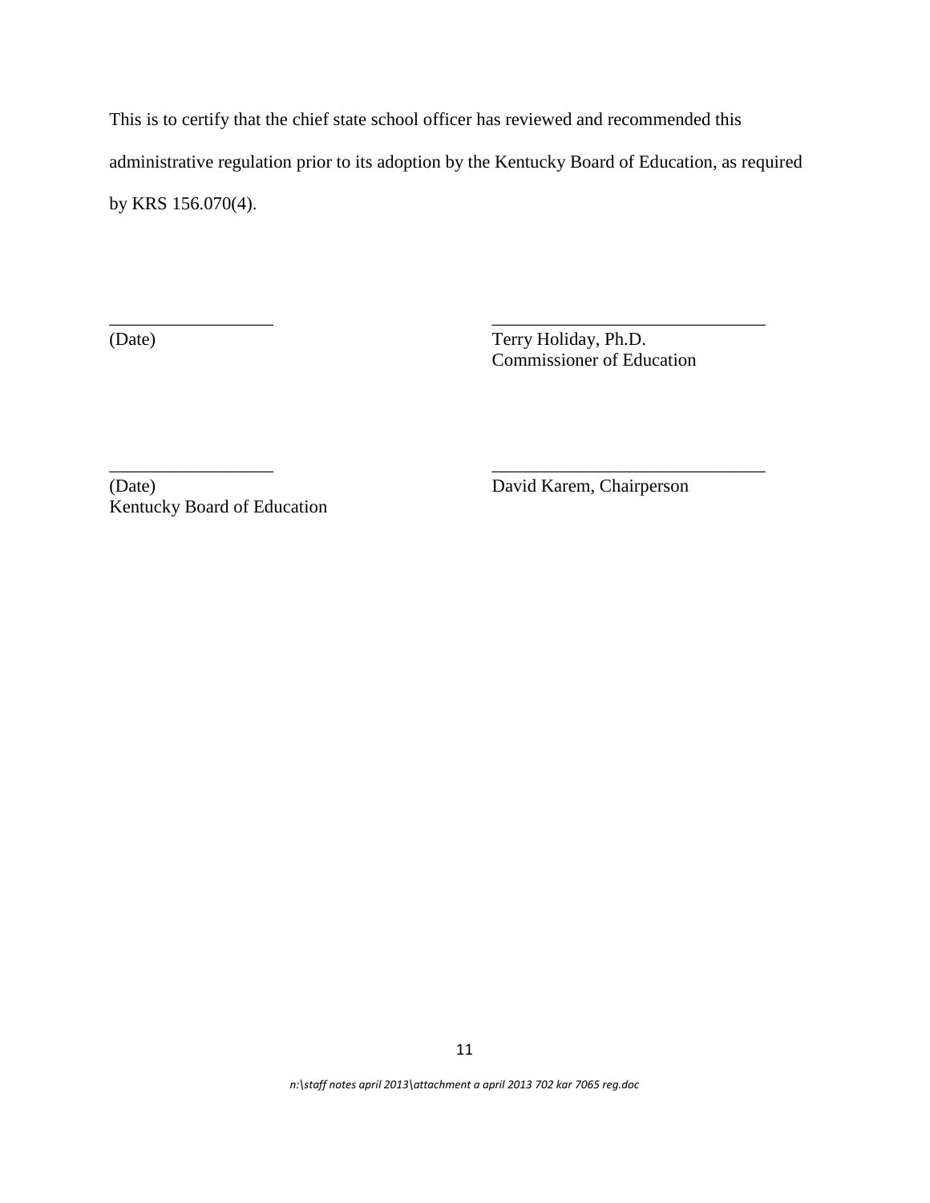This is to certify that the chief state school officer has reviewed and recommended this administrative regulation prior to its adoption by the Kentucky Board of Education, as required by KRS 156.070(4).

| | |
|---|---|
| ________________ | ____________________________ |
| (Date) | Terry Holiday, Ph.D.<br>Commissioner of Education |
| | |
| ________________ | ____________________________ |
| (Date)<br>Kentucky Board of Education | David Karem, Chairperson |

*n:\staff notes april 2013\attachment a april 2013 702 kar 7065 reg.doc*